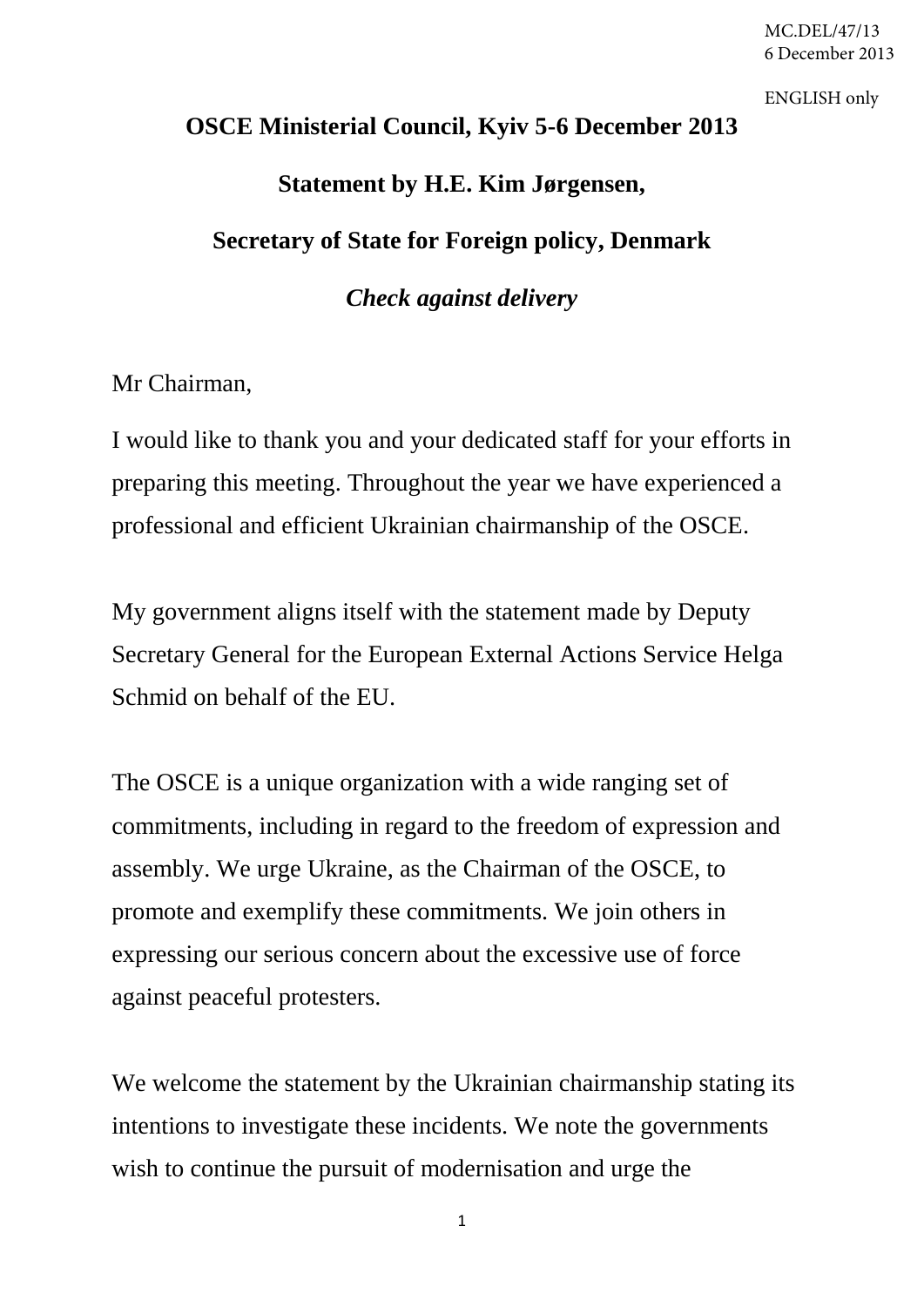MC.DEL/47/13
6 December 2013

ENGLISH only

**OSCE Ministerial Council, Kyiv 5-6 December 2013**

**Statement by H.E. Kim Jørgensen,**

**Secretary of State for Foreign policy, Denmark**

***Check against delivery***

Mr Chairman,

I would like to thank you and your dedicated staff for your efforts in preparing this meeting. Throughout the year we have experienced a professional and efficient Ukrainian chairmanship of the OSCE.

My government aligns itself with the statement made by Deputy Secretary General for the European External Actions Service Helga Schmid on behalf of the EU.

The OSCE is a unique organization with a wide ranging set of commitments, including in regard to the freedom of expression and assembly. We urge Ukraine, as the Chairman of the OSCE, to promote and exemplify these commitments. We join others in expressing our serious concern about the excessive use of force against peaceful protesters.

We welcome the statement by the Ukrainian chairmanship stating its intentions to investigate these incidents. We note the governments wish to continue the pursuit of modernisation and urge the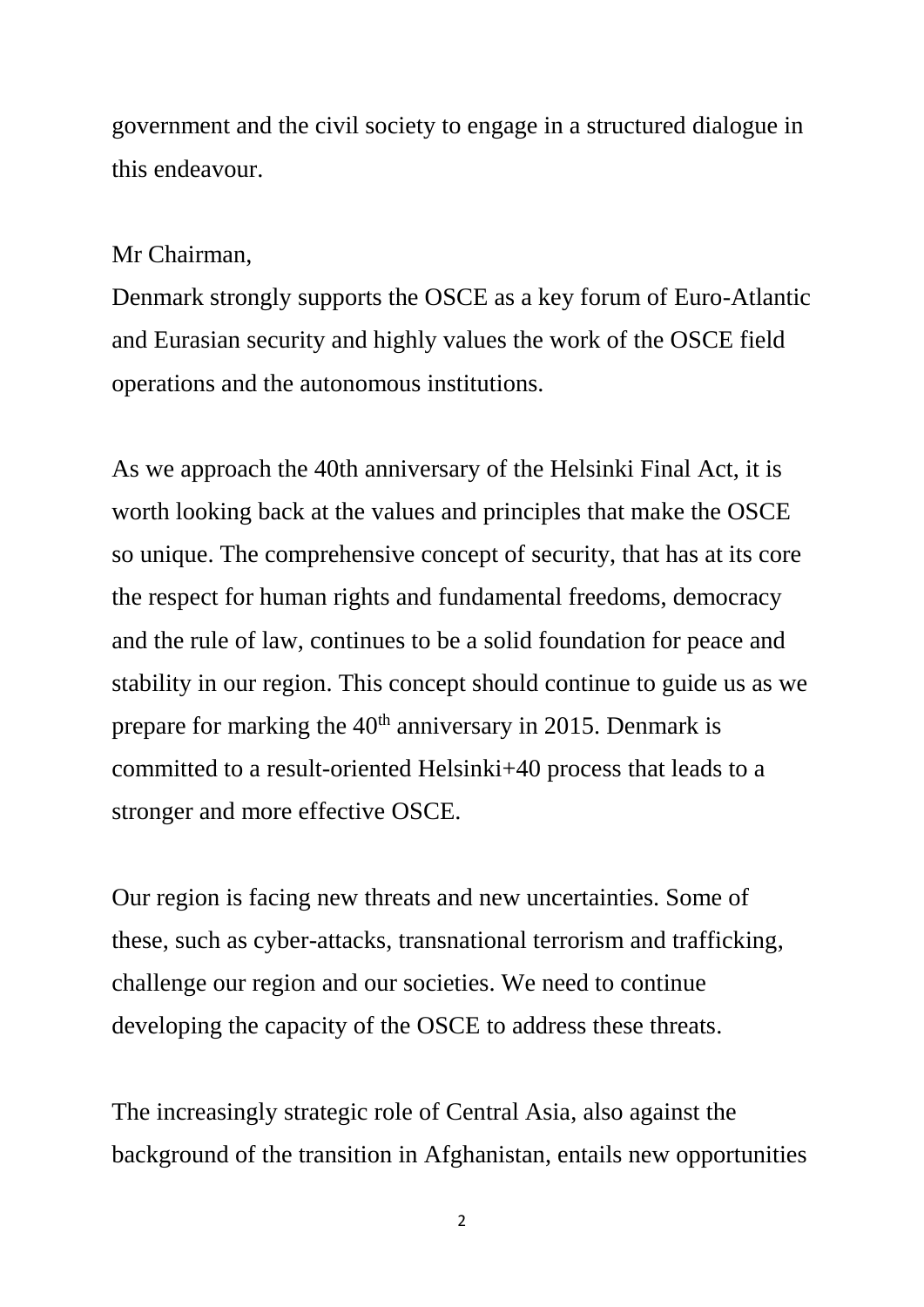government and the civil society to engage in a structured dialogue in this endeavour.

Mr Chairman,

Denmark strongly supports the OSCE as a key forum of Euro-Atlantic and Eurasian security and highly values the work of the OSCE field operations and the autonomous institutions.

As we approach the 40th anniversary of the Helsinki Final Act, it is worth looking back at the values and principles that make the OSCE so unique. The comprehensive concept of security, that has at its core the respect for human rights and fundamental freedoms, democracy and the rule of law, continues to be a solid foundation for peace and stability in our region. This concept should continue to guide us as we prepare for marking the 40th anniversary in 2015. Denmark is committed to a result-oriented Helsinki+40 process that leads to a stronger and more effective OSCE.

Our region is facing new threats and new uncertainties. Some of these, such as cyber-attacks, transnational terrorism and trafficking, challenge our region and our societies. We need to continue developing the capacity of the OSCE to address these threats.

The increasingly strategic role of Central Asia, also against the background of the transition in Afghanistan, entails new opportunities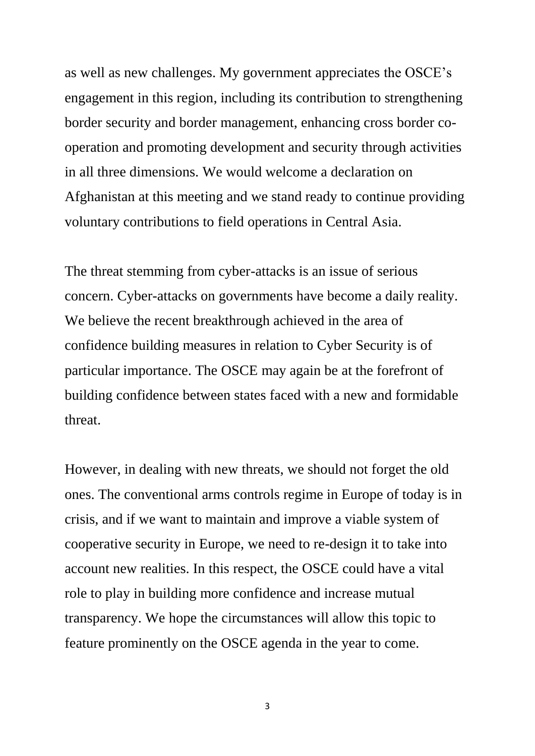as well as new challenges. My government appreciates the OSCE's engagement in this region, including its contribution to strengthening border security and border management, enhancing cross border co-operation and promoting development and security through activities in all three dimensions. We would welcome a declaration on Afghanistan at this meeting and we stand ready to continue providing voluntary contributions to field operations in Central Asia.

The threat stemming from cyber-attacks is an issue of serious concern. Cyber-attacks on governments have become a daily reality. We believe the recent breakthrough achieved in the area of confidence building measures in relation to Cyber Security is of particular importance. The OSCE may again be at the forefront of building confidence between states faced with a new and formidable threat.

However, in dealing with new threats, we should not forget the old ones. The conventional arms controls regime in Europe of today is in crisis, and if we want to maintain and improve a viable system of cooperative security in Europe, we need to re-design it to take into account new realities. In this respect, the OSCE could have a vital role to play in building more confidence and increase mutual transparency. We hope the circumstances will allow this topic to feature prominently on the OSCE agenda in the year to come.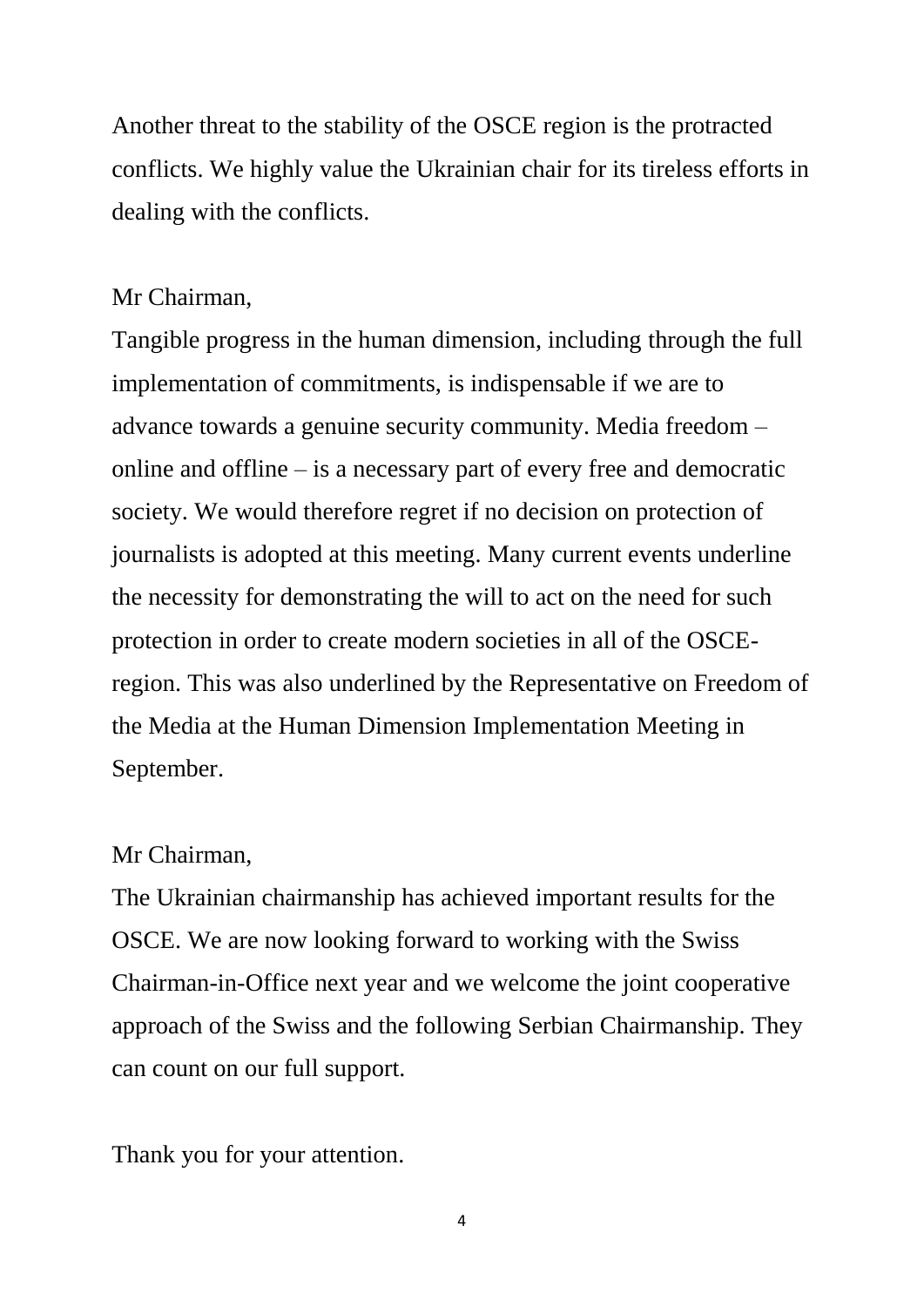Another threat to the stability of the OSCE region is the protracted conflicts. We highly value the Ukrainian chair for its tireless efforts in dealing with the conflicts.

Mr Chairman,

Tangible progress in the human dimension, including through the full implementation of commitments, is indispensable if we are to advance towards a genuine security community. Media freedom – online and offline – is a necessary part of every free and democratic society. We would therefore regret if no decision on protection of journalists is adopted at this meeting. Many current events underline the necessity for demonstrating the will to act on the need for such protection in order to create modern societies in all of the OSCE-region. This was also underlined by the Representative on Freedom of the Media at the Human Dimension Implementation Meeting in September.

Mr Chairman,

The Ukrainian chairmanship has achieved important results for the OSCE. We are now looking forward to working with the Swiss Chairman-in-Office next year and we welcome the joint cooperative approach of the Swiss and the following Serbian Chairmanship. They can count on our full support.

Thank you for your attention.